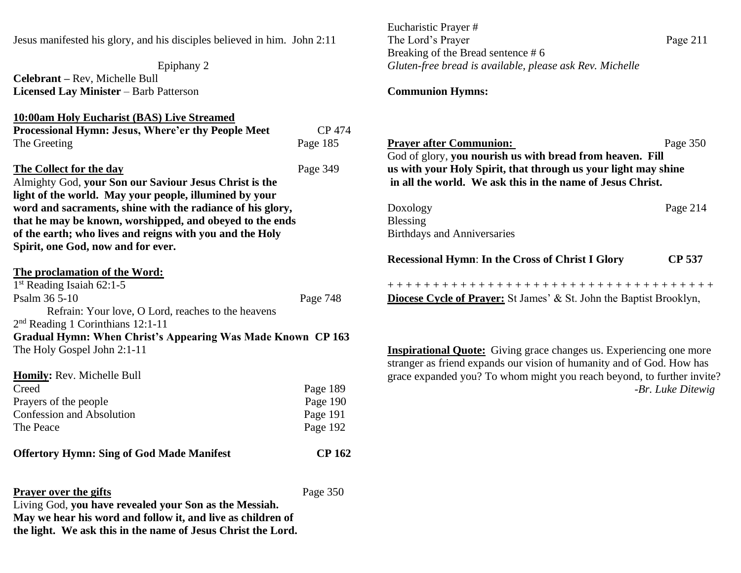Jesus manifested his glory, and his disciples believed in him. John 2:11

Epiphany 2

**Celebrant** – Rev, Michelle Bull
**Licensed Lay Minister** – Barb Patterson

**10:00am Holy Eucharist (BAS) Live Streamed**

**Processional Hymn: Jesus, Where'er thy People Meet** CP 474

The Greeting Page 185

**The Collect for the day** Page 349

Almighty God, **your Son our Saviour Jesus Christ is the light of the world. May your people, illumined by your word and sacraments, shine with the radiance of his glory, that he may be known, worshipped, and obeyed to the ends of the earth; who lives and reigns with you and the Holy Spirit, one God, now and for ever.**

**The proclamation of the Word:**

1st Reading Isaiah 62:1-5

Psalm 36 5-10 Page 748

Refrain: Your love, O Lord, reaches to the heavens

2nd Reading 1 Corinthians 12:1-11

**Gradual Hymn: When Christ's Appearing Was Made Known CP 163**

The Holy Gospel John 2:1-11

**Homily:** Rev. Michelle Bull

Creed Page 189

Prayers of the people Page 190

Confession and Absolution Page 191

The Peace Page 192

**Offertory Hymn: Sing of God Made Manifest CP 162**

**Prayer over the gifts** Page 350

Living God, **you have revealed your Son as the Messiah. May we hear his word and follow it, and live as children of the light. We ask this in the name of Jesus Christ the Lord.**

Eucharistic Prayer #

The Lord's Prayer Page 211

Breaking of the Bread sentence # 6

*Gluten-free bread is available, please ask Rev. Michelle*

**Communion Hymns:**

**Prayer after Communion:** Page 350

God of glory, **you nourish us with bread from heaven. Fill us with your Holy Spirit, that through us your light may shine in all the world. We ask this in the name of Jesus Christ.**

Doxology Page 214

Blessing

Birthdays and Anniversaries

**Recessional Hymn: In the Cross of Christ I Glory CP 537**

+ + + + + + + + + + + + + + + + + + + + + + + + + + + + + + + + + + + + +

**Diocese Cycle of Prayer:** St James' & St. John the Baptist Brooklyn,

**Inspirational Quote:** Giving grace changes us. Experiencing one more stranger as friend expands our vision of humanity and of God. How has grace expanded you? To whom might you reach beyond, to further invite?

*-Br. Luke Ditewig*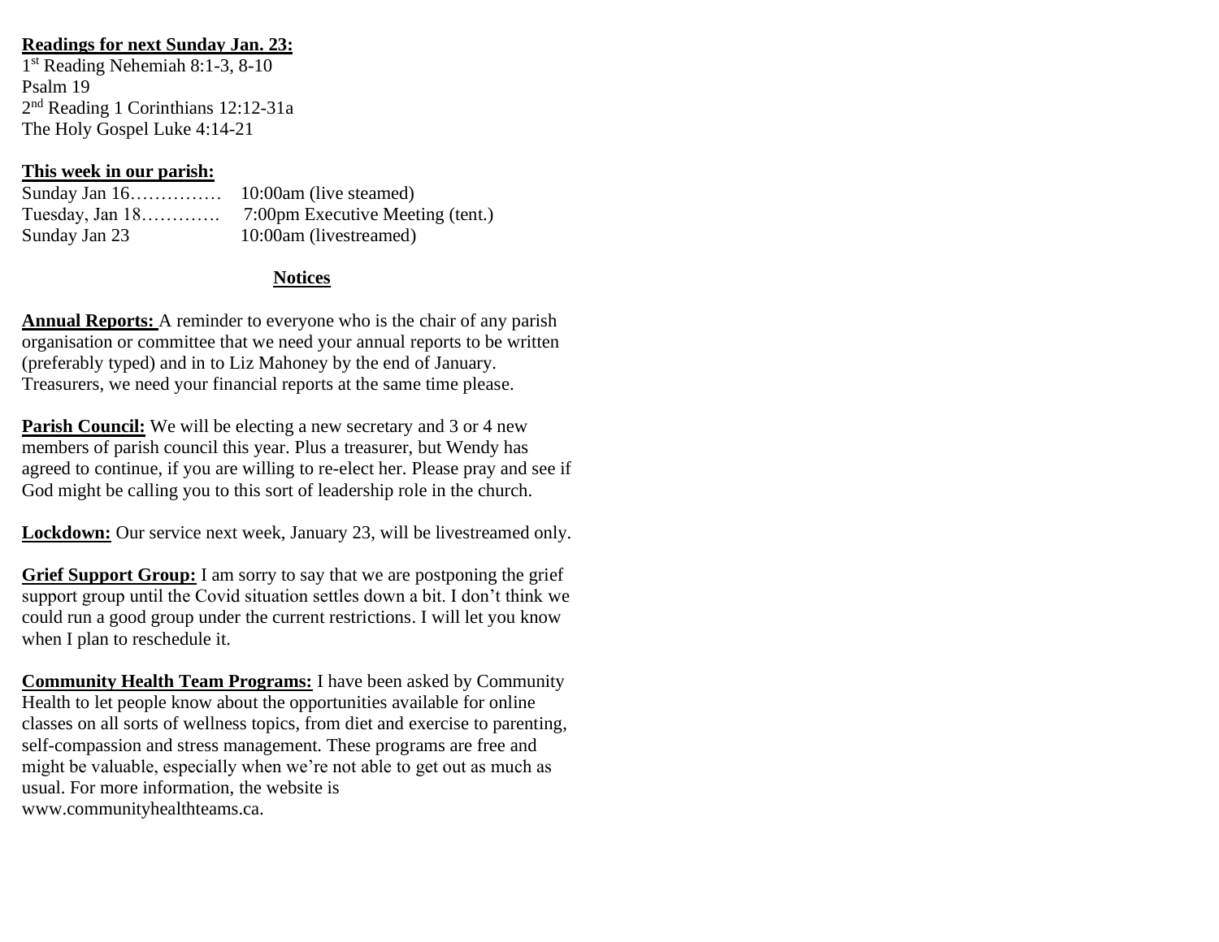**Readings for next Sunday Jan. 23:**

1st Reading Nehemiah 8:1-3, 8-10
Psalm 19
2nd Reading 1 Corinthians 12:12-31a
The Holy Gospel Luke 4:14-21

**This week in our parish:**

| | |
|---|---|
| Sunday Jan 16…………… | 10:00am (live steamed) |
| Tuesday, Jan 18…………. | 7:00pm Executive Meeting (tent.) |
| Sunday Jan 23 | 10:00am (livestreamed) |

## Notices

**Annual Reports:** A reminder to everyone who is the chair of any parish organisation or committee that we need your annual reports to be written (preferably typed) and in to Liz Mahoney by the end of January. Treasurers, we need your financial reports at the same time please.

**Parish Council:** We will be electing a new secretary and 3 or 4 new members of parish council this year. Plus a treasurer, but Wendy has agreed to continue, if you are willing to re-elect her. Please pray and see if God might be calling you to this sort of leadership role in the church.

**Lockdown:** Our service next week, January 23, will be livestreamed only.

**Grief Support Group:** I am sorry to say that we are postponing the grief support group until the Covid situation settles down a bit. I don't think we could run a good group under the current restrictions. I will let you know when I plan to reschedule it.

**Community Health Team Programs:** I have been asked by Community Health to let people know about the opportunities available for online classes on all sorts of wellness topics, from diet and exercise to parenting, self-compassion and stress management. These programs are free and might be valuable, especially when we're not able to get out as much as usual. For more information, the website is www.communityhealthteams.ca.